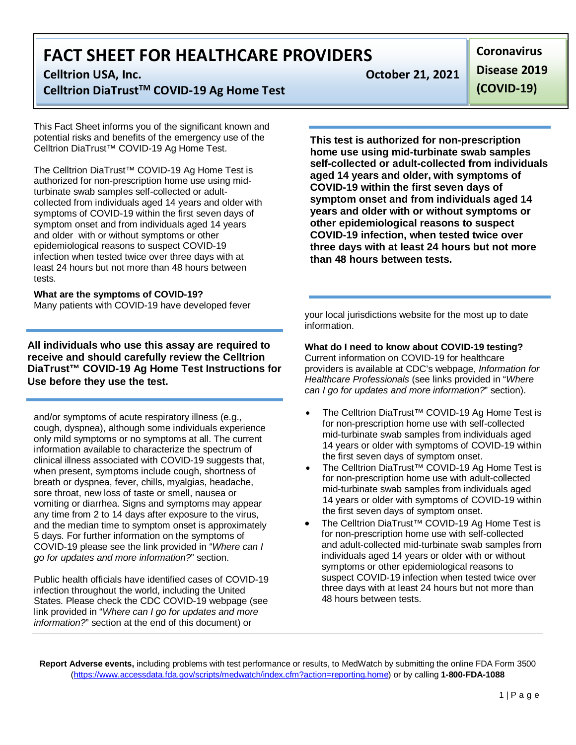# FACT SHEET FOR HEALTHCARE PROVIDERS

**Celltrion USA, Inc.** **October 21, 2021**

**Celltrion DiaTrust™ COVID-19 Ag Home Test**

**Coronavirus Disease 2019 (COVID-19)**

This Fact Sheet informs you of the significant known and potential risks and benefits of the emergency use of the Celltrion DiaTrust™ COVID-19 Ag Home Test.

The Celltrion DiaTrust™ COVID-19 Ag Home Test is authorized for non-prescription home use using mid-turbinate swab samples self-collected or adult-collected from individuals aged 14 years and older with symptoms of COVID-19 within the first seven days of symptom onset and from individuals aged 14 years and older with or without symptoms or other epidemiological reasons to suspect COVID-19 infection when tested twice over three days with at least 24 hours but not more than 48 hours between tests.

**This test is authorized for non-prescription home use using mid-turbinate swab samples self-collected or adult-collected from individuals aged 14 years and older, with symptoms of COVID-19 within the first seven days of symptom onset and from individuals aged 14 years and older with or without symptoms or other epidemiological reasons to suspect COVID-19 infection, when tested twice over three days with at least 24 hours but not more than 48 hours between tests.**

**All individuals who use this assay are required to receive and should carefully review the Celltrion DiaTrust™ COVID-19 Ag Home Test Instructions for Use before they use the test.**

**What are the symptoms of COVID-19?**

Many patients with COVID-19 have developed fever and/or symptoms of acute respiratory illness (e.g., cough, dyspnea), although some individuals experience only mild symptoms or no symptoms at all. The current information available to characterize the spectrum of clinical illness associated with COVID-19 suggests that, when present, symptoms include cough, shortness of breath or dyspnea, fever, chills, myalgias, headache, sore throat, new loss of taste or smell, nausea or vomiting or diarrhea. Signs and symptoms may appear any time from 2 to 14 days after exposure to the virus, and the median time to symptom onset is approximately 5 days. For further information on the symptoms of COVID-19 please see the link provided in "*Where can I go for updates and more information?*" section.

Public health officials have identified cases of COVID-19 infection throughout the world, including the United States. Please check the CDC COVID-19 webpage (see link provided in "*Where can I go for updates and more information?*" section at the end of this document) or your local jurisdictions website for the most up to date information.

**What do I need to know about COVID-19 testing?**

Current information on COVID-19 for healthcare providers is available at CDC's webpage, *Information for Healthcare Professionals* (see links provided in "*Where can I go for updates and more information?*" section).

- The Celltrion DiaTrust™ COVID-19 Ag Home Test is for non-prescription home use with self-collected mid-turbinate swab samples from individuals aged 14 years or older with symptoms of COVID-19 within the first seven days of symptom onset.
- The Celltrion DiaTrust™ COVID-19 Ag Home Test is for non-prescription home use with adult-collected mid-turbinate swab samples from individuals aged 14 years or older with symptoms of COVID-19 within the first seven days of symptom onset.
- The Celltrion DiaTrust™ COVID-19 Ag Home Test is for non-prescription home use with self-collected and adult-collected mid-turbinate swab samples from individuals aged 14 years or older with or without symptoms or other epidemiological reasons to suspect COVID-19 infection when tested twice over three days with at least 24 hours but not more than 48 hours between tests.

**Report Adverse events,** including problems with test performance or results, to MedWatch by submitting the online FDA Form 3500 (https://www.accessdata.fda.gov/scripts/medwatch/index.cfm?action=reporting.home) or by calling **1-800-FDA-1088**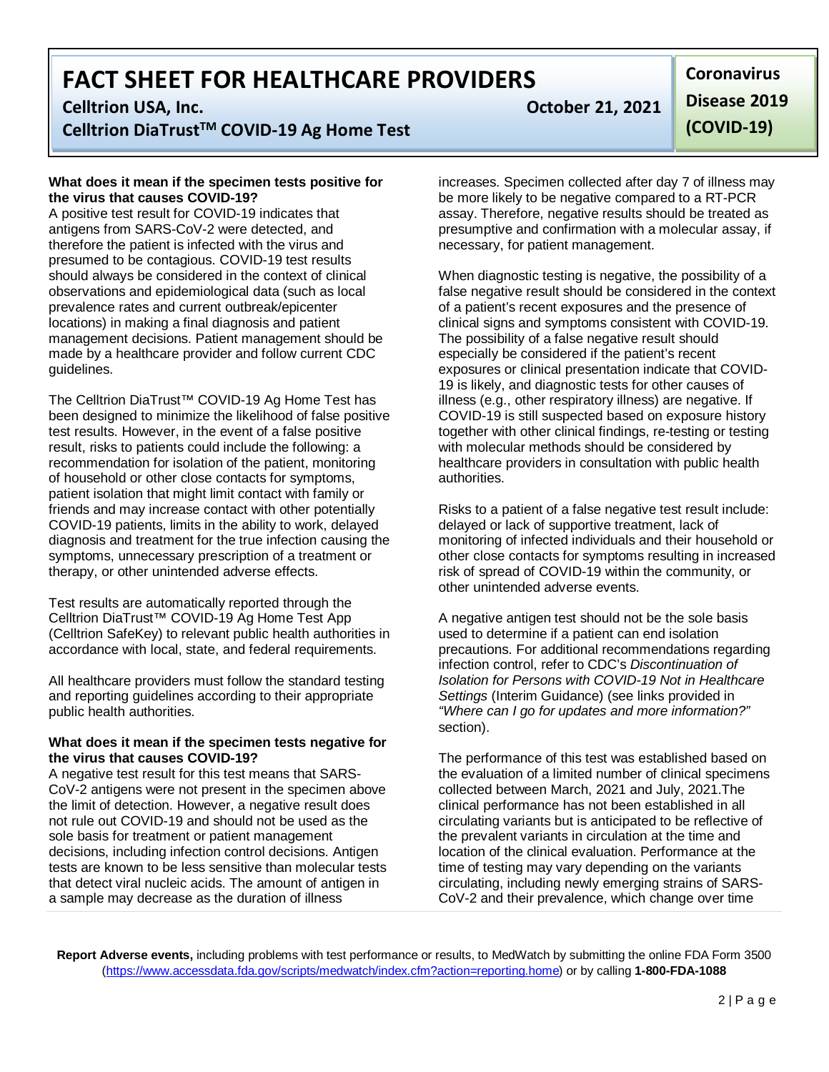**What does it mean if the specimen tests positive for the virus that causes COVID-19?**

A positive test result for COVID-19 indicates that antigens from SARS-CoV-2 were detected, and therefore the patient is infected with the virus and presumed to be contagious. COVID-19 test results should always be considered in the context of clinical observations and epidemiological data (such as local prevalence rates and current outbreak/epicenter locations) in making a final diagnosis and patient management decisions. Patient management should be made by a healthcare provider and follow current CDC guidelines.

The Celltrion DiaTrust™ COVID-19 Ag Home Test has been designed to minimize the likelihood of false positive test results. However, in the event of a false positive result, risks to patients could include the following: a recommendation for isolation of the patient, monitoring of household or other close contacts for symptoms, patient isolation that might limit contact with family or friends and may increase contact with other potentially COVID-19 patients, limits in the ability to work, delayed diagnosis and treatment for the true infection causing the symptoms, unnecessary prescription of a treatment or therapy, or other unintended adverse effects.

Test results are automatically reported through the Celltrion DiaTrust™ COVID-19 Ag Home Test App (Celltrion SafeKey) to relevant public health authorities in accordance with local, state, and federal requirements.

All healthcare providers must follow the standard testing and reporting guidelines according to their appropriate public health authorities.

**What does it mean if the specimen tests negative for the virus that causes COVID-19?**

A negative test result for this test means that SARS-CoV-2 antigens were not present in the specimen above the limit of detection. However, a negative result does not rule out COVID-19 and should not be used as the sole basis for treatment or patient management decisions, including infection control decisions. Antigen tests are known to be less sensitive than molecular tests that detect viral nucleic acids. The amount of antigen in a sample may decrease as the duration of illness increases. Specimen collected after day 7 of illness may be more likely to be negative compared to a RT-PCR assay. Therefore, negative results should be treated as presumptive and confirmation with a molecular assay, if necessary, for patient management.

When diagnostic testing is negative, the possibility of a false negative result should be considered in the context of a patient's recent exposures and the presence of clinical signs and symptoms consistent with COVID-19. The possibility of a false negative result should especially be considered if the patient's recent exposures or clinical presentation indicate that COVID-19 is likely, and diagnostic tests for other causes of illness (e.g., other respiratory illness) are negative. If COVID-19 is still suspected based on exposure history together with other clinical findings, re-testing or testing with molecular methods should be considered by healthcare providers in consultation with public health authorities.

Risks to a patient of a false negative test result include: delayed or lack of supportive treatment, lack of monitoring of infected individuals and their household or other close contacts for symptoms resulting in increased risk of spread of COVID-19 within the community, or other unintended adverse events.

A negative antigen test should not be the sole basis used to determine if a patient can end isolation precautions. For additional recommendations regarding infection control, refer to CDC's *Discontinuation of Isolation for Persons with COVID-19 Not in Healthcare Settings* (Interim Guidance) (see links provided in *"Where can I go for updates and more information?"* section).

The performance of this test was established based on the evaluation of a limited number of clinical specimens collected between March, 2021 and July, 2021.The clinical performance has not been established in all circulating variants but is anticipated to be reflective of the prevalent variants in circulation at the time and location of the clinical evaluation. Performance at the time of testing may vary depending on the variants circulating, including newly emerging strains of SARS-CoV-2 and their prevalence, which change over time

**Report Adverse events,** including problems with test performance or results, to MedWatch by submitting the online FDA Form 3500 (https://www.accessdata.fda.gov/scripts/medwatch/index.cfm?action=reporting.home) or by calling **1-800-FDA-1088**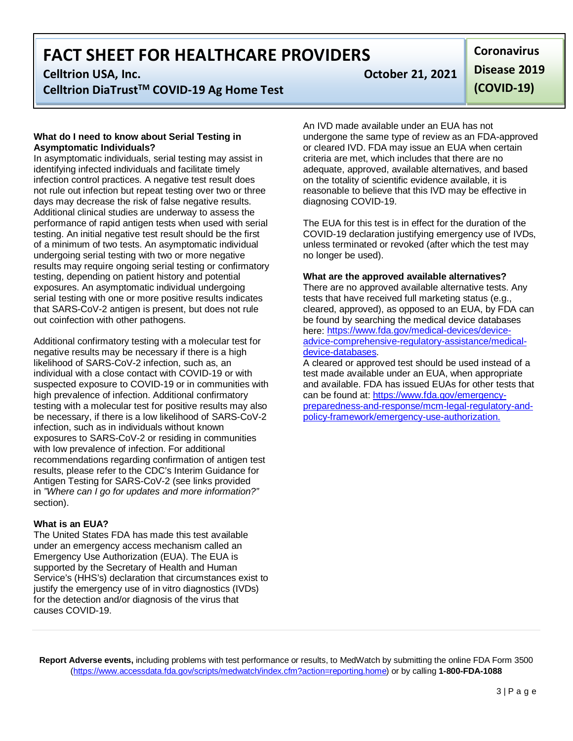### What do I need to know about Serial Testing in Asymptomatic Individuals?

In asymptomatic individuals, serial testing may assist in identifying infected individuals and facilitate timely infection control practices. A negative test result does not rule out infection but repeat testing over two or three days may decrease the risk of false negative results. Additional clinical studies are underway to assess the performance of rapid antigen tests when used with serial testing. An initial negative test result should be the first of a minimum of two tests. An asymptomatic individual undergoing serial testing with two or more negative results may require ongoing serial testing or confirmatory testing, depending on patient history and potential exposures. An asymptomatic individual undergoing serial testing with one or more positive results indicates that SARS-CoV-2 antigen is present, but does not rule out coinfection with other pathogens.

Additional confirmatory testing with a molecular test for negative results may be necessary if there is a high likelihood of SARS-CoV-2 infection, such as, an individual with a close contact with COVID-19 or with suspected exposure to COVID-19 or in communities with high prevalence of infection. Additional confirmatory testing with a molecular test for positive results may also be necessary, if there is a low likelihood of SARS-CoV-2 infection, such as in individuals without known exposures to SARS-CoV-2 or residing in communities with low prevalence of infection. For additional recommendations regarding confirmation of antigen test results, please refer to the CDC's Interim Guidance for Antigen Testing for SARS-CoV-2 (see links provided in *"Where can I go for updates and more information?"* section).

### What is an EUA?

The United States FDA has made this test available under an emergency access mechanism called an Emergency Use Authorization (EUA). The EUA is supported by the Secretary of Health and Human Service's (HHS's) declaration that circumstances exist to justify the emergency use of in vitro diagnostics (IVDs) for the detection and/or diagnosis of the virus that causes COVID-19.

An IVD made available under an EUA has not undergone the same type of review as an FDA-approved or cleared IVD. FDA may issue an EUA when certain criteria are met, which includes that there are no adequate, approved, available alternatives, and based on the totality of scientific evidence available, it is reasonable to believe that this IVD may be effective in diagnosing COVID-19.

The EUA for this test is in effect for the duration of the COVID-19 declaration justifying emergency use of IVDs, unless terminated or revoked (after which the test may no longer be used).

### What are the approved available alternatives?

There are no approved available alternative tests. Any tests that have received full marketing status (e.g., cleared, approved), as opposed to an EUA, by FDA can be found by searching the medical device databases here: [https://www.fda.gov/medical-devices/device-advice-comprehensive-regulatory-assistance/medical-device-databases](https://www.fda.gov/medical-devices/device-advice-comprehensive-regulatory-assistance/medical-device-databases).

A cleared or approved test should be used instead of a test made available under an EUA, when appropriate and available. FDA has issued EUAs for other tests that can be found at: [https://www.fda.gov/emergency-preparedness-and-response/mcm-legal-regulatory-and-policy-framework/emergency-use-authorization.](https://www.fda.gov/emergency-preparedness-and-response/mcm-legal-regulatory-and-policy-framework/emergency-use-authorization)

**Report Adverse events,** including problems with test performance or results, to MedWatch by submitting the online FDA Form 3500 ([https://www.accessdata.fda.gov/scripts/medwatch/index.cfm?action=reporting.home](https://www.accessdata.fda.gov/scripts/medwatch/index.cfm?action=reporting.home)) or by calling **1-800-FDA-1088**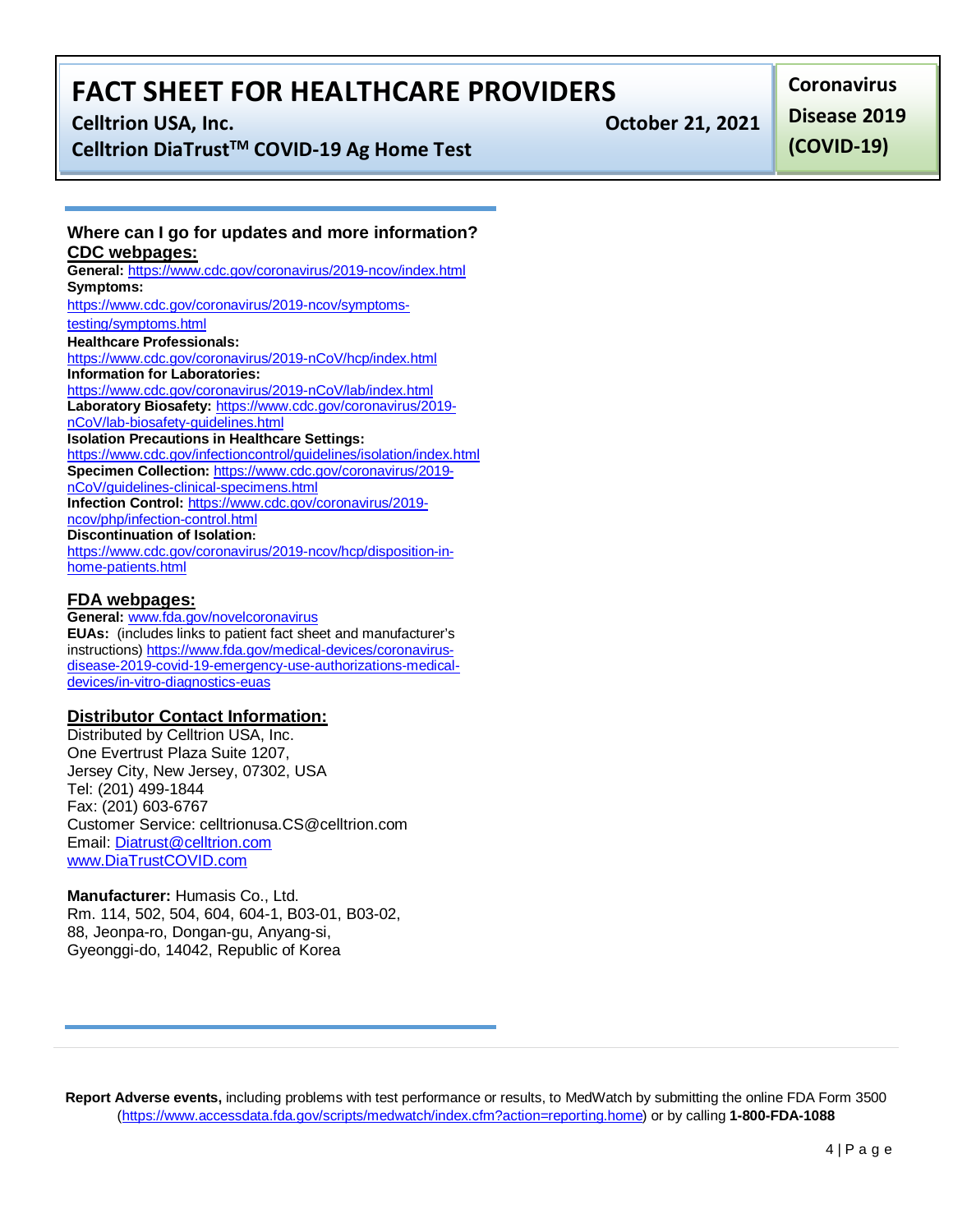## Where can I go for updates and more information?

### CDC webpages:

**General:** https://www.cdc.gov/coronavirus/2019-ncov/index.html
**Symptoms:**
https://www.cdc.gov/coronavirus/2019-ncov/symptoms-testing/symptoms.html
**Healthcare Professionals:**
https://www.cdc.gov/coronavirus/2019-nCoV/hcp/index.html
**Information for Laboratories:**
https://www.cdc.gov/coronavirus/2019-nCoV/lab/index.html
**Laboratory Biosafety:** https://www.cdc.gov/coronavirus/2019-nCoV/lab-biosafety-guidelines.html
**Isolation Precautions in Healthcare Settings:**
https://www.cdc.gov/infectioncontrol/guidelines/isolation/index.html
**Specimen Collection:** https://www.cdc.gov/coronavirus/2019-nCoV/guidelines-clinical-specimens.html
**Infection Control:** https://www.cdc.gov/coronavirus/2019-ncov/php/infection-control.html
**Discontinuation of Isolation:**
https://www.cdc.gov/coronavirus/2019-ncov/hcp/disposition-in-home-patients.html

### FDA webpages:

**General:** www.fda.gov/novelcoronavirus
**EUAs:** (includes links to patient fact sheet and manufacturer's instructions) https://www.fda.gov/medical-devices/coronavirus-disease-2019-covid-19-emergency-use-authorizations-medical-devices/in-vitro-diagnostics-euas

### Distributor Contact Information:

Distributed by Celltrion USA, Inc.
One Evertrust Plaza Suite 1207,
Jersey City, New Jersey, 07302, USA
Tel: (201) 499-1844
Fax: (201) 603-6767
Customer Service: celltrionusa.CS@celltrion.com
Email: Diatrust@celltrion.com
www.DiaTrustCOVID.com

**Manufacturer:** Humasis Co., Ltd.
Rm. 114, 502, 504, 604, 604-1, B03-01, B03-02,
88, Jeonpa-ro, Dongan-gu, Anyang-si,
Gyeonggi-do, 14042, Republic of Korea

**Report Adverse events,** including problems with test performance or results, to MedWatch by submitting the online FDA Form 3500 (https://www.accessdata.fda.gov/scripts/medwatch/index.cfm?action=reporting.home) or by calling **1-800-FDA-1088**